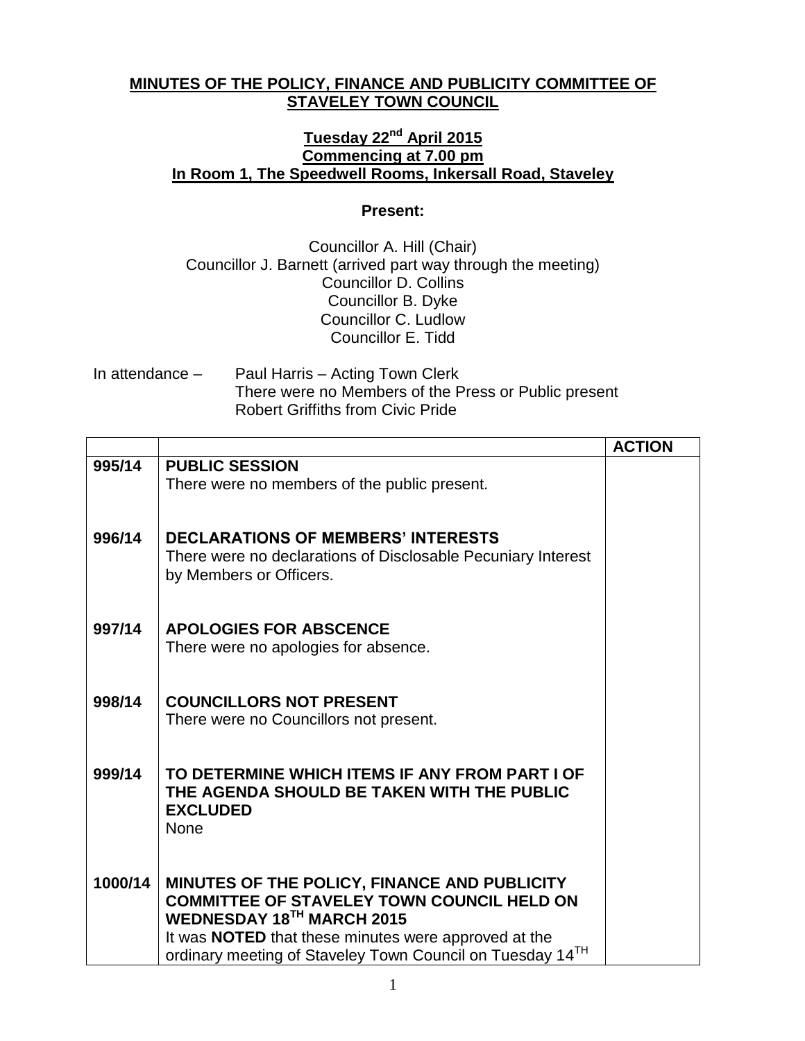**MINUTES OF THE POLICY, FINANCE AND PUBLICITY COMMITTEE OF STAVELEY TOWN COUNCIL**

**Tuesday 22nd April 2015**
**Commencing at 7.00 pm**
**In Room 1, The Speedwell Rooms, Inkersall Road, Staveley**

**Present:**

Councillor A. Hill (Chair)
Councillor J. Barnett (arrived part way through the meeting)
Councillor D. Collins
Councillor B. Dyke
Councillor C. Ludlow
Councillor E. Tidd

In attendance – Paul Harris – Acting Town Clerk
There were no Members of the Press or Public present
Robert Griffiths from Civic Pride

| | | ACTION |
|---|---|---|
| 995/14 | **PUBLIC SESSION**<br>There were no members of the public present. | |
| 996/14 | **DECLARATIONS OF MEMBERS' INTERESTS**<br>There were no declarations of Disclosable Pecuniary Interest by Members or Officers. | |
| 997/14 | **APOLOGIES FOR ABSCENCE**<br>There were no apologies for absence. | |
| 998/14 | **COUNCILLORS NOT PRESENT**<br>There were no Councillors not present. | |
| 999/14 | **TO DETERMINE WHICH ITEMS IF ANY FROM PART I OF THE AGENDA SHOULD BE TAKEN WITH THE PUBLIC EXCLUDED**<br>None | |
| 1000/14 | **MINUTES OF THE POLICY, FINANCE AND PUBLICITY COMMITTEE OF STAVELEY TOWN COUNCIL HELD ON WEDNESDAY 18TH MARCH 2015**<br>It was **NOTED** that these minutes were approved at the ordinary meeting of Staveley Town Council on Tuesday 14TH | |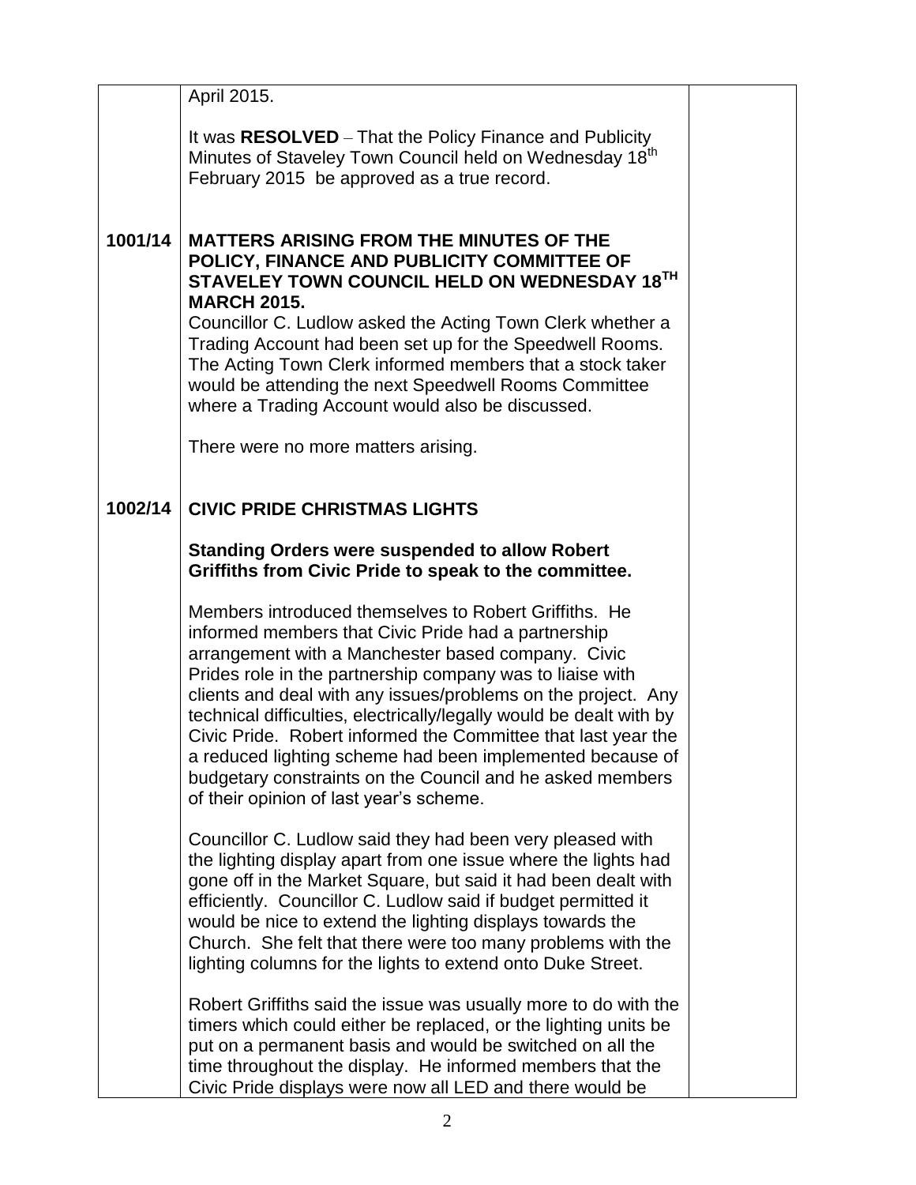April 2015.

It was **RESOLVED** – That the Policy Finance and Publicity Minutes of Staveley Town Council held on Wednesday 18th February 2015 be approved as a true record.

**1001/14 MATTERS ARISING FROM THE MINUTES OF THE POLICY, FINANCE AND PUBLICITY COMMITTEE OF STAVELEY TOWN COUNCIL HELD ON WEDNESDAY 18TH MARCH 2015.**

Councillor C. Ludlow asked the Acting Town Clerk whether a Trading Account had been set up for the Speedwell Rooms. The Acting Town Clerk informed members that a stock taker would be attending the next Speedwell Rooms Committee where a Trading Account would also be discussed.

There were no more matters arising.

**1002/14 CIVIC PRIDE CHRISTMAS LIGHTS**

**Standing Orders were suspended to allow Robert Griffiths from Civic Pride to speak to the committee.**

Members introduced themselves to Robert Griffiths. He informed members that Civic Pride had a partnership arrangement with a Manchester based company. Civic Prides role in the partnership company was to liaise with clients and deal with any issues/problems on the project. Any technical difficulties, electrically/legally would be dealt with by Civic Pride. Robert informed the Committee that last year the a reduced lighting scheme had been implemented because of budgetary constraints on the Council and he asked members of their opinion of last year's scheme.

Councillor C. Ludlow said they had been very pleased with the lighting display apart from one issue where the lights had gone off in the Market Square, but said it had been dealt with efficiently. Councillor C. Ludlow said if budget permitted it would be nice to extend the lighting displays towards the Church. She felt that there were too many problems with the lighting columns for the lights to extend onto Duke Street.

Robert Griffiths said the issue was usually more to do with the timers which could either be replaced, or the lighting units be put on a permanent basis and would be switched on all the time throughout the display. He informed members that the Civic Pride displays were now all LED and there would be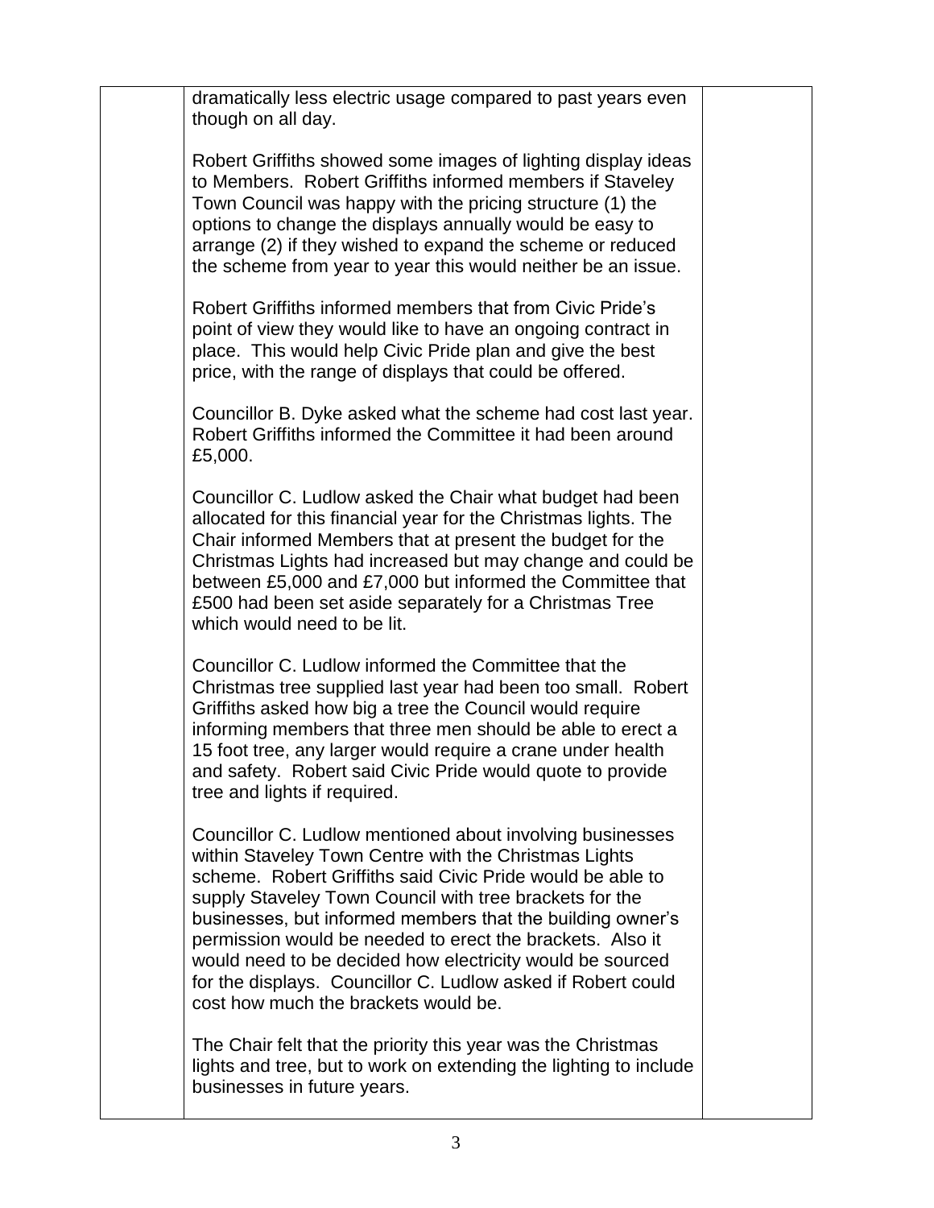dramatically less electric usage compared to past years even though on all day.

Robert Griffiths showed some images of lighting display ideas to Members. Robert Griffiths informed members if Staveley Town Council was happy with the pricing structure (1) the options to change the displays annually would be easy to arrange (2) if they wished to expand the scheme or reduced the scheme from year to year this would neither be an issue.

Robert Griffiths informed members that from Civic Pride's point of view they would like to have an ongoing contract in place. This would help Civic Pride plan and give the best price, with the range of displays that could be offered.

Councillor B. Dyke asked what the scheme had cost last year. Robert Griffiths informed the Committee it had been around £5,000.

Councillor C. Ludlow asked the Chair what budget had been allocated for this financial year for the Christmas lights. The Chair informed Members that at present the budget for the Christmas Lights had increased but may change and could be between £5,000 and £7,000 but informed the Committee that £500 had been set aside separately for a Christmas Tree which would need to be lit.

Councillor C. Ludlow informed the Committee that the Christmas tree supplied last year had been too small. Robert Griffiths asked how big a tree the Council would require informing members that three men should be able to erect a 15 foot tree, any larger would require a crane under health and safety. Robert said Civic Pride would quote to provide tree and lights if required.

Councillor C. Ludlow mentioned about involving businesses within Staveley Town Centre with the Christmas Lights scheme. Robert Griffiths said Civic Pride would be able to supply Staveley Town Council with tree brackets for the businesses, but informed members that the building owner's permission would be needed to erect the brackets. Also it would need to be decided how electricity would be sourced for the displays. Councillor C. Ludlow asked if Robert could cost how much the brackets would be.

The Chair felt that the priority this year was the Christmas lights and tree, but to work on extending the lighting to include businesses in future years.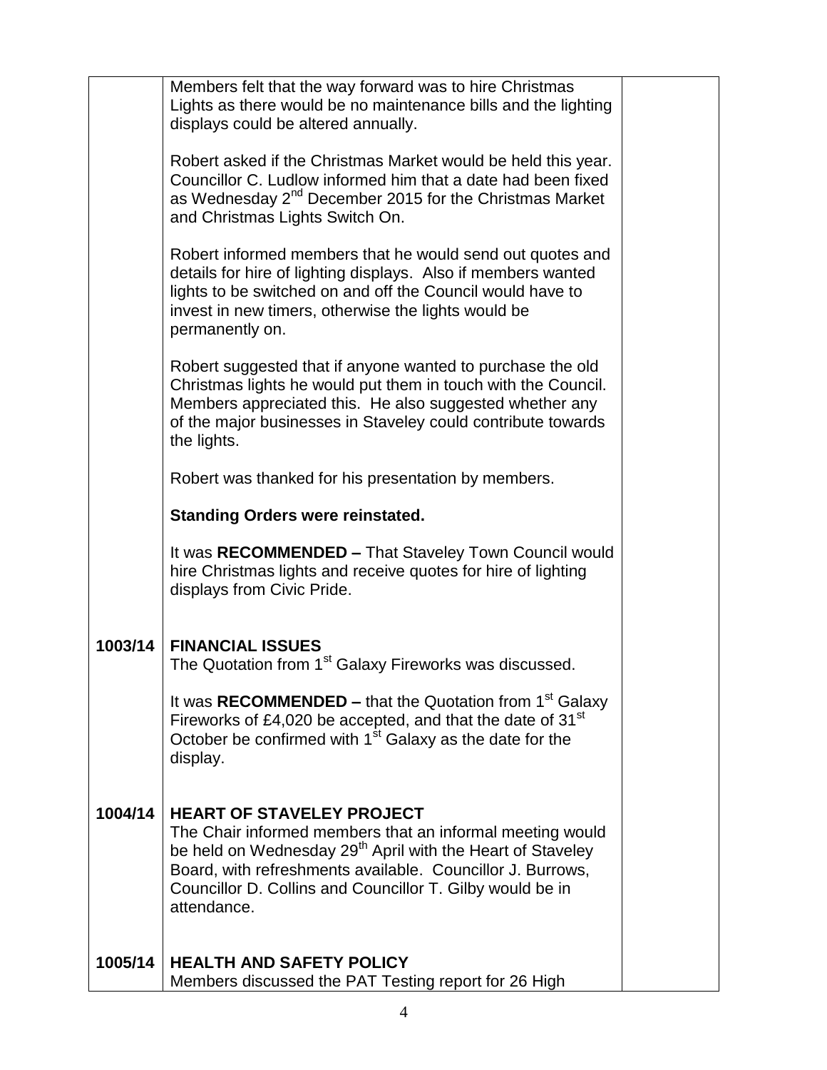| | | |
|---|---|---|
| | Members felt that the way forward was to hire Christmas Lights as there would be no maintenance bills and the lighting displays could be altered annually.<br><br>Robert asked if the Christmas Market would be held this year. Councillor C. Ludlow informed him that a date had been fixed as Wednesday 2nd December 2015 for the Christmas Market and Christmas Lights Switch On.<br><br>Robert informed members that he would send out quotes and details for hire of lighting displays. Also if members wanted lights to be switched on and off the Council would have to invest in new timers, otherwise the lights would be permanently on.<br><br>Robert suggested that if anyone wanted to purchase the old Christmas lights he would put them in touch with the Council. Members appreciated this. He also suggested whether any of the major businesses in Staveley could contribute towards the lights.<br><br>Robert was thanked for his presentation by members.<br><br>**Standing Orders were reinstated.**<br><br>It was **RECOMMENDED –** That Staveley Town Council would hire Christmas lights and receive quotes for hire of lighting displays from Civic Pride. | |
| **1003/14** | **FINANCIAL ISSUES**<br>The Quotation from 1st Galaxy Fireworks was discussed.<br><br>It was **RECOMMENDED –** that the Quotation from 1st Galaxy Fireworks of £4,020 be accepted, and that the date of 31st October be confirmed with 1st Galaxy as the date for the display. | |
| **1004/14** | **HEART OF STAVELEY PROJECT**<br>The Chair informed members that an informal meeting would be held on Wednesday 29th April with the Heart of Staveley Board, with refreshments available. Councillor J. Burrows, Councillor D. Collins and Councillor T. Gilby would be in attendance. | |
| **1005/14** | **HEALTH AND SAFETY POLICY**<br>Members discussed the PAT Testing report for 26 High | |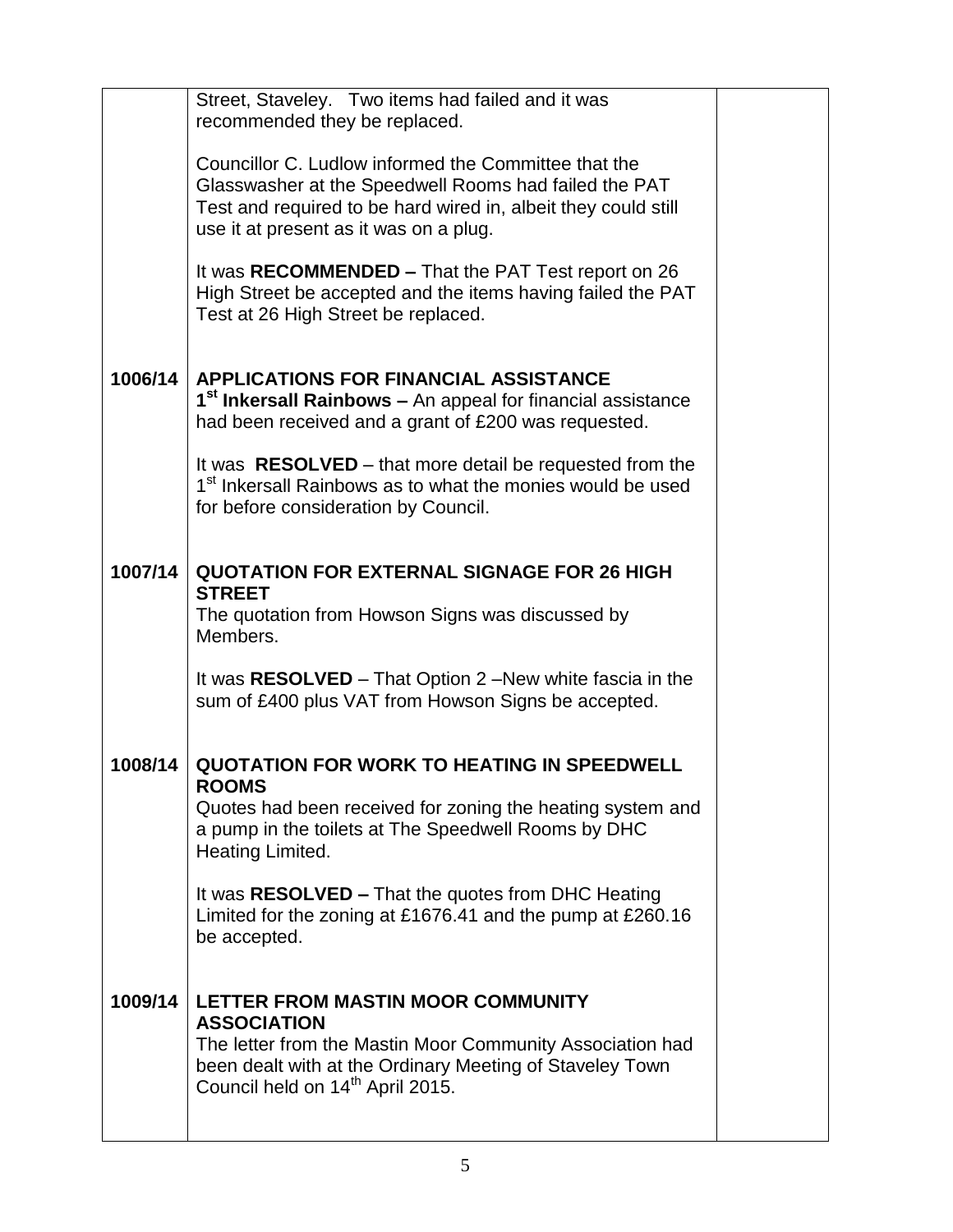| | | |
|---|---|---|
| | Street, Staveley. Two items had failed and it was recommended they be replaced.<br><br>Councillor C. Ludlow informed the Committee that the Glasswasher at the Speedwell Rooms had failed the PAT Test and required to be hard wired in, albeit they could still use it at present as it was on a plug.<br><br>It was **RECOMMENDED –** That the PAT Test report on 26 High Street be accepted and the items having failed the PAT Test at 26 High Street be replaced. | |
| **1006/14** | **APPLICATIONS FOR FINANCIAL ASSISTANCE**<br>**1st Inkersall Rainbows –** An appeal for financial assistance had been received and a grant of £200 was requested.<br><br>It was **RESOLVED** – that more detail be requested from the 1st Inkersall Rainbows as to what the monies would be used for before consideration by Council. | |
| **1007/14** | **QUOTATION FOR EXTERNAL SIGNAGE FOR 26 HIGH STREET**<br>The quotation from Howson Signs was discussed by Members.<br><br>It was **RESOLVED** – That Option 2 –New white fascia in the sum of £400 plus VAT from Howson Signs be accepted. | |
| **1008/14** | **QUOTATION FOR WORK TO HEATING IN SPEEDWELL ROOMS**<br>Quotes had been received for zoning the heating system and a pump in the toilets at The Speedwell Rooms by DHC Heating Limited.<br><br>It was **RESOLVED –** That the quotes from DHC Heating Limited for the zoning at £1676.41 and the pump at £260.16 be accepted. | |
| **1009/14** | **LETTER FROM MASTIN MOOR COMMUNITY ASSOCIATION**<br>The letter from the Mastin Moor Community Association had been dealt with at the Ordinary Meeting of Staveley Town Council held on 14th April 2015. | |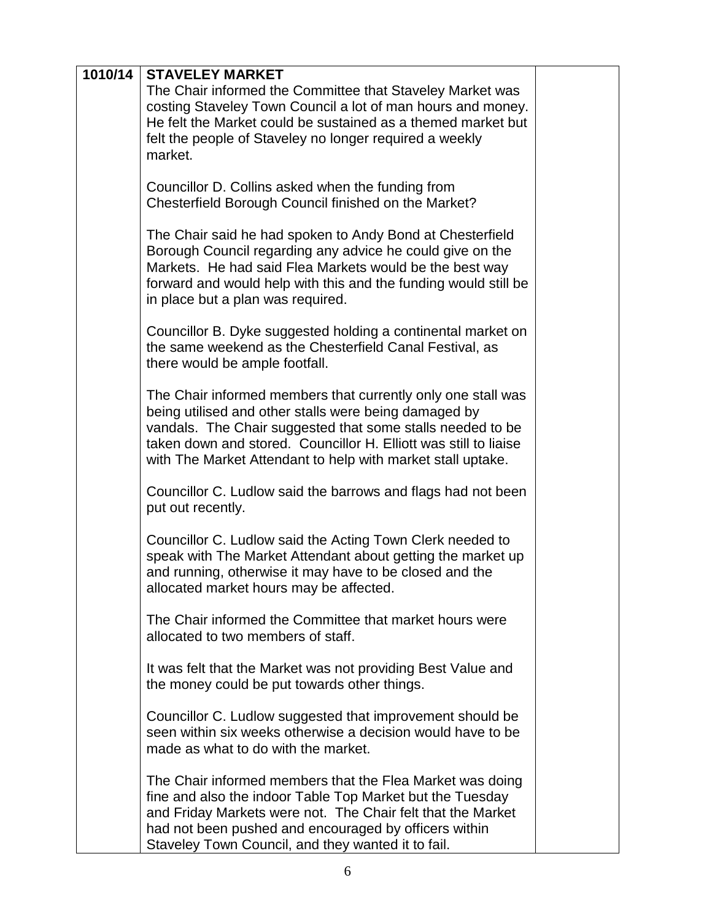| 1010/14 | **STAVELEY MARKET**<br>The Chair informed the Committee that Staveley Market was costing Staveley Town Council a lot of man hours and money. He felt the Market could be sustained as a themed market but felt the people of Staveley no longer required a weekly market.<br><br>Councillor D. Collins asked when the funding from Chesterfield Borough Council finished on the Market?<br><br>The Chair said he had spoken to Andy Bond at Chesterfield Borough Council regarding any advice he could give on the Markets. He had said Flea Markets would be the best way forward and would help with this and the funding would still be in place but a plan was required.<br><br>Councillor B. Dyke suggested holding a continental market on the same weekend as the Chesterfield Canal Festival, as there would be ample footfall.<br><br>The Chair informed members that currently only one stall was being utilised and other stalls were being damaged by vandals. The Chair suggested that some stalls needed to be taken down and stored. Councillor H. Elliott was still to liaise with The Market Attendant to help with market stall uptake.<br><br>Councillor C. Ludlow said the barrows and flags had not been put out recently.<br><br>Councillor C. Ludlow said the Acting Town Clerk needed to speak with The Market Attendant about getting the market up and running, otherwise it may have to be closed and the allocated market hours may be affected.<br><br>The Chair informed the Committee that market hours were allocated to two members of staff.<br><br>It was felt that the Market was not providing Best Value and the money could be put towards other things.<br><br>Councillor C. Ludlow suggested that improvement should be seen within six weeks otherwise a decision would have to be made as what to do with the market.<br><br>The Chair informed members that the Flea Market was doing fine and also the indoor Table Top Market but the Tuesday and Friday Markets were not. The Chair felt that the Market had not been pushed and encouraged by officers within Staveley Town Council, and they wanted it to fail. | |
|---|---|---|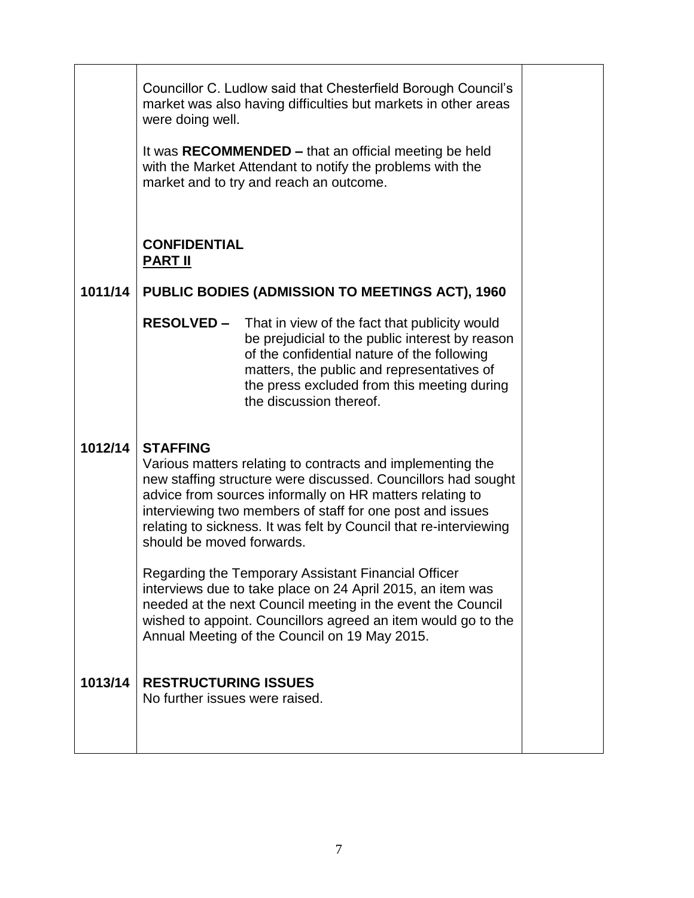Councillor C. Ludlow said that Chesterfield Borough Council's market was also having difficulties but markets in other areas were doing well.

It was **RECOMMENDED –** that an official meeting be held with the Market Attendant to notify the problems with the market and to try and reach an outcome.

**CONFIDENTIAL**
**PART II**

**1011/14 PUBLIC BODIES (ADMISSION TO MEETINGS ACT), 1960**

**RESOLVED –** That in view of the fact that publicity would be prejudicial to the public interest by reason of the confidential nature of the following matters, the public and representatives of the press excluded from this meeting during the discussion thereof.

**1012/14 STAFFING**

Various matters relating to contracts and implementing the new staffing structure were discussed. Councillors had sought advice from sources informally on HR matters relating to interviewing two members of staff for one post and issues relating to sickness. It was felt by Council that re-interviewing should be moved forwards.

Regarding the Temporary Assistant Financial Officer interviews due to take place on 24 April 2015, an item was needed at the next Council meeting in the event the Council wished to appoint. Councillors agreed an item would go to the Annual Meeting of the Council on 19 May 2015.

**1013/14 RESTRUCTURING ISSUES**

No further issues were raised.